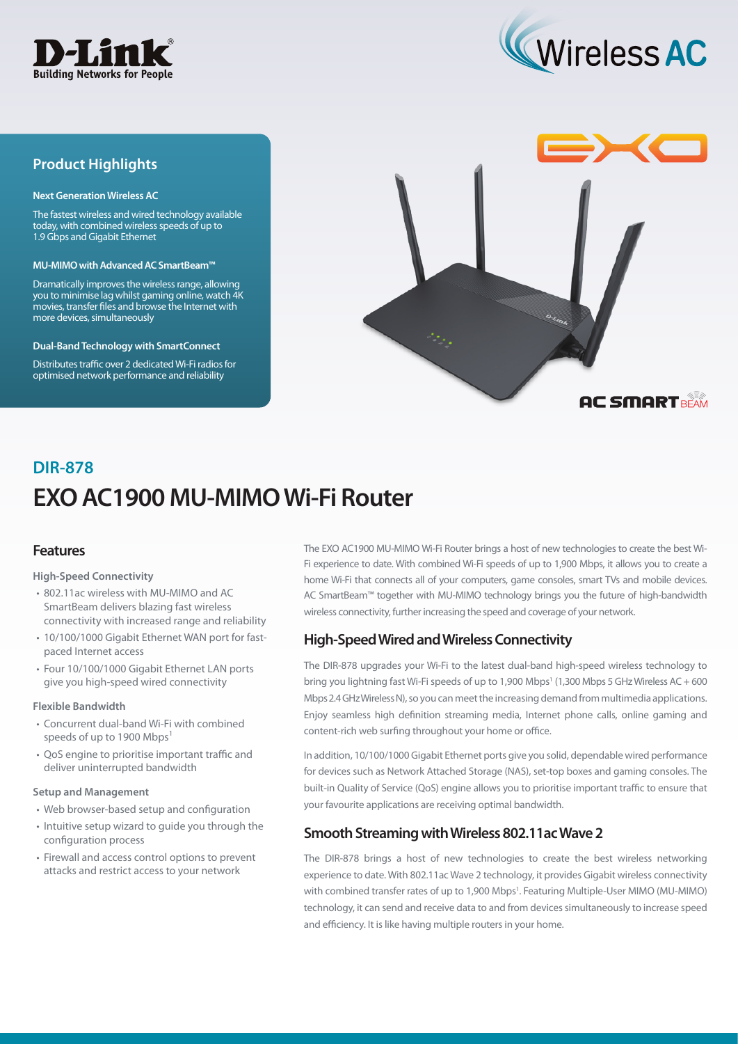D-Link
Building Networks for People

Wireless AC

## Product Highlights

**Next Generation Wireless AC**

The fastest wireless and wired technology available today, with combined wireless speeds of up to 1.9 Gbps and Gigabit Ethernet

**MU-MIMO with Advanced AC SmartBeam™**

Dramatically improves the wireless range, allowing you to minimise lag whilst gaming online, watch 4K movies, transfer files and browse the Internet with more devices, simultaneously

**Dual-Band Technology with SmartConnect**

Distributes traffic over 2 dedicated Wi-Fi radios for optimised network performance and reliability

EXO

AC SMART BEAM

## DIR-878

# EXO AC1900 MU-MIMO Wi-Fi Router

## Features

**High-Speed Connectivity**

- 802.11ac wireless with MU-MIMO and AC SmartBeam delivers blazing fast wireless connectivity with increased range and reliability
- 10/100/1000 Gigabit Ethernet WAN port for fast-paced Internet access
- Four 10/100/1000 Gigabit Ethernet LAN ports give you high-speed wired connectivity

**Flexible Bandwidth**

- Concurrent dual-band Wi-Fi with combined speeds of up to 1900 Mbps[1]
- QoS engine to prioritise important traffic and deliver uninterrupted bandwidth

**Setup and Management**

- Web browser-based setup and configuration
- Intuitive setup wizard to guide you through the configuration process
- Firewall and access control options to prevent attacks and restrict access to your network

The EXO AC1900 MU-MIMO Wi-Fi Router brings a host of new technologies to create the best Wi-Fi experience to date. With combined Wi-Fi speeds of up to 1,900 Mbps, it allows you to create a home Wi-Fi that connects all of your computers, game consoles, smart TVs and mobile devices. AC SmartBeam™ together with MU-MIMO technology brings you the future of high-bandwidth wireless connectivity, further increasing the speed and coverage of your network.

## High-Speed Wired and Wireless Connectivity

The DIR-878 upgrades your Wi-Fi to the latest dual-band high-speed wireless technology to bring you lightning fast Wi-Fi speeds of up to 1,900 Mbps[1] (1,300 Mbps 5 GHz Wireless AC + 600 Mbps 2.4 GHz Wireless N), so you can meet the increasing demand from multimedia applications. Enjoy seamless high definition streaming media, Internet phone calls, online gaming and content-rich web surfing throughout your home or office.

In addition, 10/100/1000 Gigabit Ethernet ports give you solid, dependable wired performance for devices such as Network Attached Storage (NAS), set-top boxes and gaming consoles. The built-in Quality of Service (QoS) engine allows you to prioritise important traffic to ensure that your favourite applications are receiving optimal bandwidth.

## Smooth Streaming with Wireless 802.11ac Wave 2

The DIR-878 brings a host of new technologies to create the best wireless networking experience to date. With 802.11ac Wave 2 technology, it provides Gigabit wireless connectivity with combined transfer rates of up to 1,900 Mbps[1]. Featuring Multiple-User MIMO (MU-MIMO) technology, it can send and receive data to and from devices simultaneously to increase speed and efficiency. It is like having multiple routers in your home.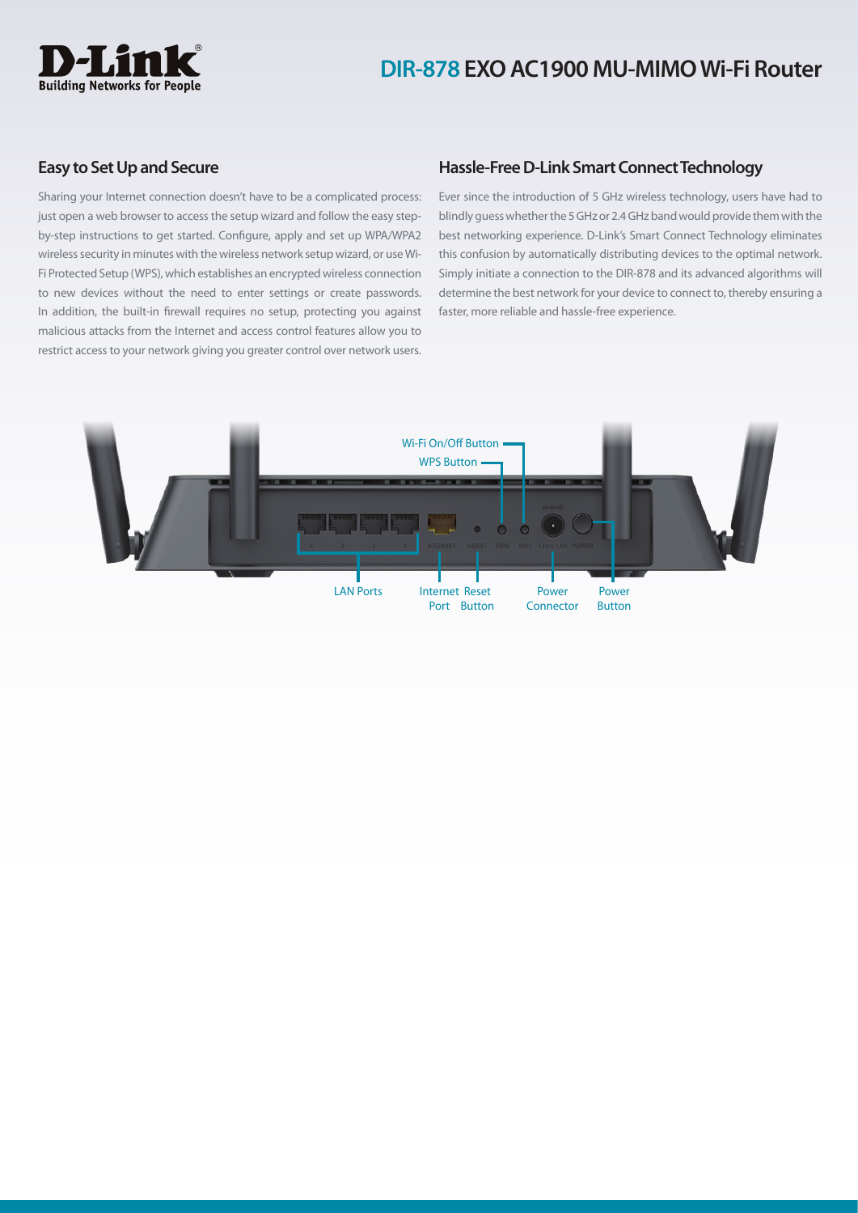## Easy to Set Up and Secure

Sharing your Internet connection doesn't have to be a complicated process: just open a web browser to access the setup wizard and follow the easy step-by-step instructions to get started. Configure, apply and set up WPA/WPA2 wireless security in minutes with the wireless network setup wizard, or use Wi-Fi Protected Setup (WPS), which establishes an encrypted wireless connection to new devices without the need to enter settings or create passwords. In addition, the built-in firewall requires no setup, protecting you against malicious attacks from the Internet and access control features allow you to restrict access to your network giving you greater control over network users.

## Hassle-Free D-Link Smart Connect Technology

Ever since the introduction of 5 GHz wireless technology, users have had to blindly guess whether the 5 GHz or 2.4 GHz band would provide them with the best networking experience. D-Link's Smart Connect Technology eliminates this confusion by automatically distributing devices to the optimal network. Simply initiate a connection to the DIR-878 and its advanced algorithms will determine the best network for your device to connect to, thereby ensuring a faster, more reliable and hassle-free experience.

Wi-Fi On/Off Button

WPS Button

LAN Ports

Internet Port

Reset Button

Power Connector

Power Button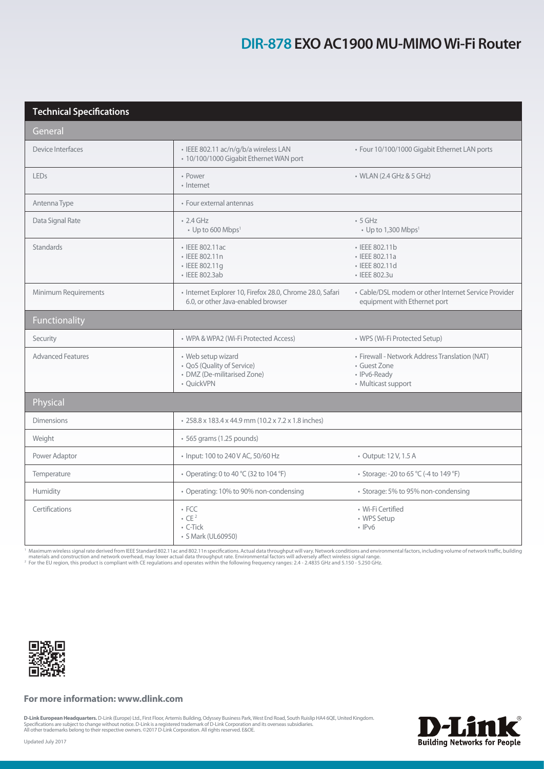# DIR-878 EXO AC1900 MU-MIMO Wi-Fi Router

## Technical Specifications

| | | |
|---|---|---|
| **General** | | |
| Device Interfaces | • IEEE 802.11 ac/n/g/b/a wireless LAN<br>• 10/100/1000 Gigabit Ethernet WAN port | • Four 10/100/1000 Gigabit Ethernet LAN ports |
| LEDs | • Power<br>• Internet | • WLAN (2.4 GHz & 5 GHz) |
| Antenna Type | • Four external antennas | |
| Data Signal Rate | • 2.4 GHz<br>• Up to 600 Mbps[1] | • 5 GHz<br>• Up to 1,300 Mbps[1] |
| Standards | • IEEE 802.11ac<br>• IEEE 802.11n<br>• IEEE 802.11g<br>• IEEE 802.3ab | • IEEE 802.11b<br>• IEEE 802.11a<br>• IEEE 802.11d<br>• IEEE 802.3u |
| Minimum Requirements | • Internet Explorer 10, Firefox 28.0, Chrome 28.0, Safari 6.0, or other Java-enabled browser | • Cable/DSL modem or other Internet Service Provider equipment with Ethernet port |
| **Functionality** | | |
| Security | • WPA & WPA2 (Wi-Fi Protected Access) | • WPS (Wi-Fi Protected Setup) |
| Advanced Features | • Web setup wizard<br>• QoS (Quality of Service)<br>• DMZ (De-militarised Zone)<br>• QuickVPN | • Firewall - Network Address Translation (NAT)<br>• Guest Zone<br>• IPv6-Ready<br>• Multicast support |
| **Physical** | | |
| Dimensions | • 258.8 x 183.4 x 44.9 mm (10.2 x 7.2 x 1.8 inches) | |
| Weight | • 565 grams (1.25 pounds) | |
| Power Adaptor | • Input: 100 to 240 V AC, 50/60 Hz | • Output: 12 V, 1.5 A |
| Temperature | • Operating: 0 to 40 °C (32 to 104 °F) | • Storage: -20 to 65 °C (-4 to 149 °F) |
| Humidity | • Operating: 10% to 90% non-condensing | • Storage: 5% to 95% non-condensing |
| Certifications | • FCC<br>• CE[2]<br>• C-Tick<br>• S Mark (UL60950) | • Wi-Fi Certified<br>• WPS Setup<br>• IPv6 |

[1] Maximum wireless signal rate derived from IEEE Standard 802.11ac and 802.11n specifications. Actual data throughput will vary. Network conditions and environmental factors, including volume of network traffic, building materials and construction and network overhead, may lower actual data throughput rate. Environmental factors will adversely affect wireless signal range.
[2] For the EU region, this product is compliant with CE regulations and operates within the following frequency ranges: 2.4 - 2.4835 GHz and 5.150 - 5.250 GHz.

**For more information: www.dlink.com**

**D-Link European Headquarters.** D-Link (Europe) Ltd., First Floor, Artemis Building, Odyssey Business Park, West End Road, South Ruislip HA4 6QE, United Kingdom. Specifications are subject to change without notice. D-Link is a registered trademark of D-Link Corporation and its overseas subsidiaries. All other trademarks belong to their respective owners. ©2017 D-Link Corporation. All rights reserved. E&OE.

Updated July 2017

D-Link® Building Networks for People